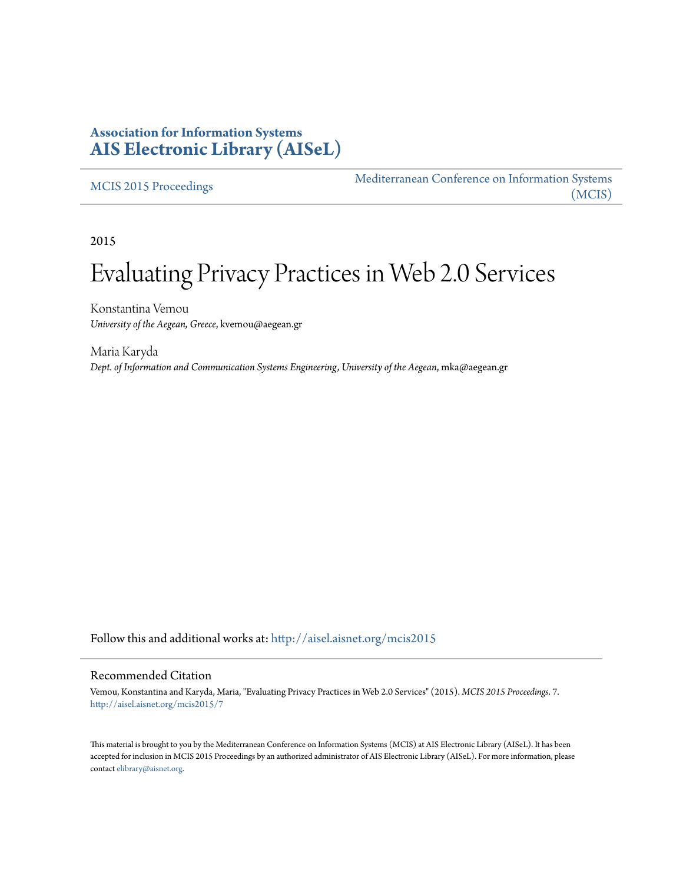# Association for Information Systems
# AIS Electronic Library (AISeL)

MCIS 2015 Proceedings

Mediterranean Conference on Information Systems (MCIS)

2015

# Evaluating Privacy Practices in Web 2.0 Services

Konstantina Vemou
*University of the Aegean, Greece*, kvemou@aegean.gr

Maria Karyda
*Dept. of Information and Communication Systems Engineering, University of the Aegean*, mka@aegean.gr

Follow this and additional works at: http://aisel.aisnet.org/mcis2015

## Recommended Citation

Vemou, Konstantina and Karyda, Maria, "Evaluating Privacy Practices in Web 2.0 Services" (2015). *MCIS 2015 Proceedings*. 7.
http://aisel.aisnet.org/mcis2015/7

This material is brought to you by the Mediterranean Conference on Information Systems (MCIS) at AIS Electronic Library (AISeL). It has been accepted for inclusion in MCIS 2015 Proceedings by an authorized administrator of AIS Electronic Library (AISeL). For more information, please contact elibrary@aisnet.org.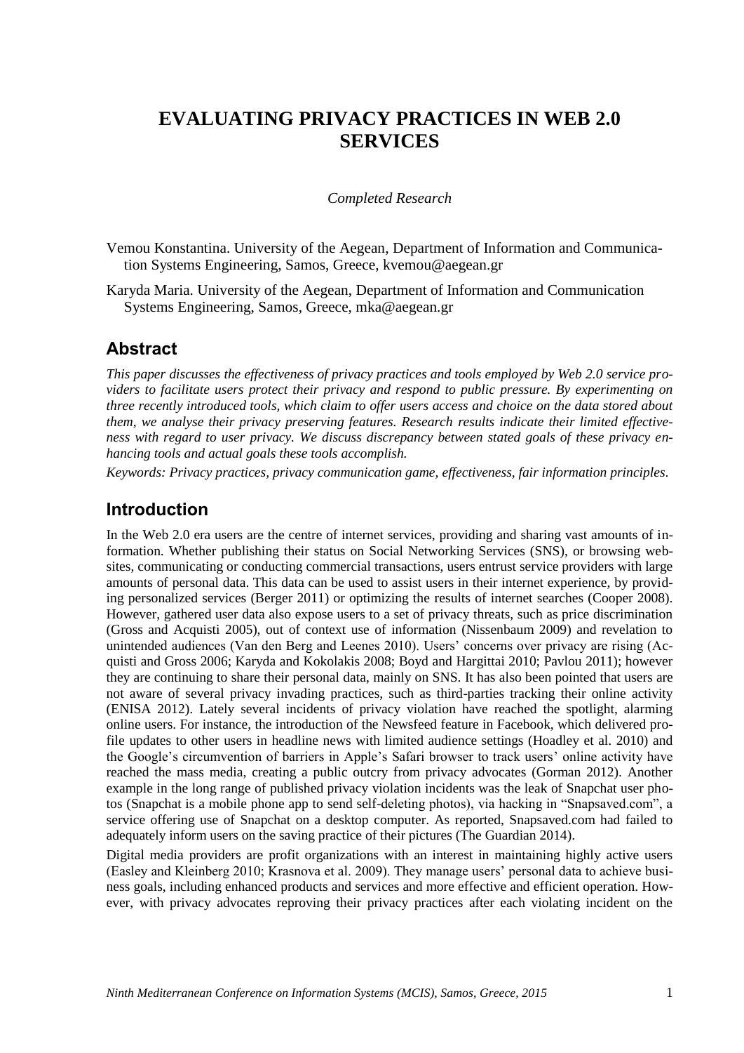# EVALUATING PRIVACY PRACTICES IN WEB 2.0 SERVICES

*Completed Research*

Vemou Konstantina. University of the Aegean, Department of Information and Communication Systems Engineering, Samos, Greece, kvemou@aegean.gr

Karyda Maria. University of the Aegean, Department of Information and Communication Systems Engineering, Samos, Greece, mka@aegean.gr

## Abstract

*This paper discusses the effectiveness of privacy practices and tools employed by Web 2.0 service providers to facilitate users protect their privacy and respond to public pressure. By experimenting on three recently introduced tools, which claim to offer users access and choice on the data stored about them, we analyse their privacy preserving features. Research results indicate their limited effectiveness with regard to user privacy. We discuss discrepancy between stated goals of these privacy enhancing tools and actual goals these tools accomplish.*

*Keywords: Privacy practices, privacy communication game, effectiveness, fair information principles.*

## Introduction

In the Web 2.0 era users are the centre of internet services, providing and sharing vast amounts of information. Whether publishing their status on Social Networking Services (SNS), or browsing websites, communicating or conducting commercial transactions, users entrust service providers with large amounts of personal data. This data can be used to assist users in their internet experience, by providing personalized services (Berger 2011) or optimizing the results of internet searches (Cooper 2008). However, gathered user data also expose users to a set of privacy threats, such as price discrimination (Gross and Acquisti 2005), out of context use of information (Nissenbaum 2009) and revelation to unintended audiences (Van den Berg and Leenes 2010). Users' concerns over privacy are rising (Acquisti and Gross 2006; Karyda and Kokolakis 2008; Boyd and Hargittai 2010; Pavlou 2011); however they are continuing to share their personal data, mainly on SNS. It has also been pointed that users are not aware of several privacy invading practices, such as third-parties tracking their online activity (ENISA 2012). Lately several incidents of privacy violation have reached the spotlight, alarming online users. For instance, the introduction of the Newsfeed feature in Facebook, which delivered profile updates to other users in headline news with limited audience settings (Hoadley et al. 2010) and the Google's circumvention of barriers in Apple's Safari browser to track users' online activity have reached the mass media, creating a public outcry from privacy advocates (Gorman 2012). Another example in the long range of published privacy violation incidents was the leak of Snapchat user photos (Snapchat is a mobile phone app to send self-deleting photos), via hacking in "Snapsaved.com", a service offering use of Snapchat on a desktop computer. As reported, Snapsaved.com had failed to adequately inform users on the saving practice of their pictures (The Guardian 2014).

Digital media providers are profit organizations with an interest in maintaining highly active users (Easley and Kleinberg 2010; Krasnova et al. 2009). They manage users' personal data to achieve business goals, including enhanced products and services and more effective and efficient operation. However, with privacy advocates reproving their privacy practices after each violating incident on the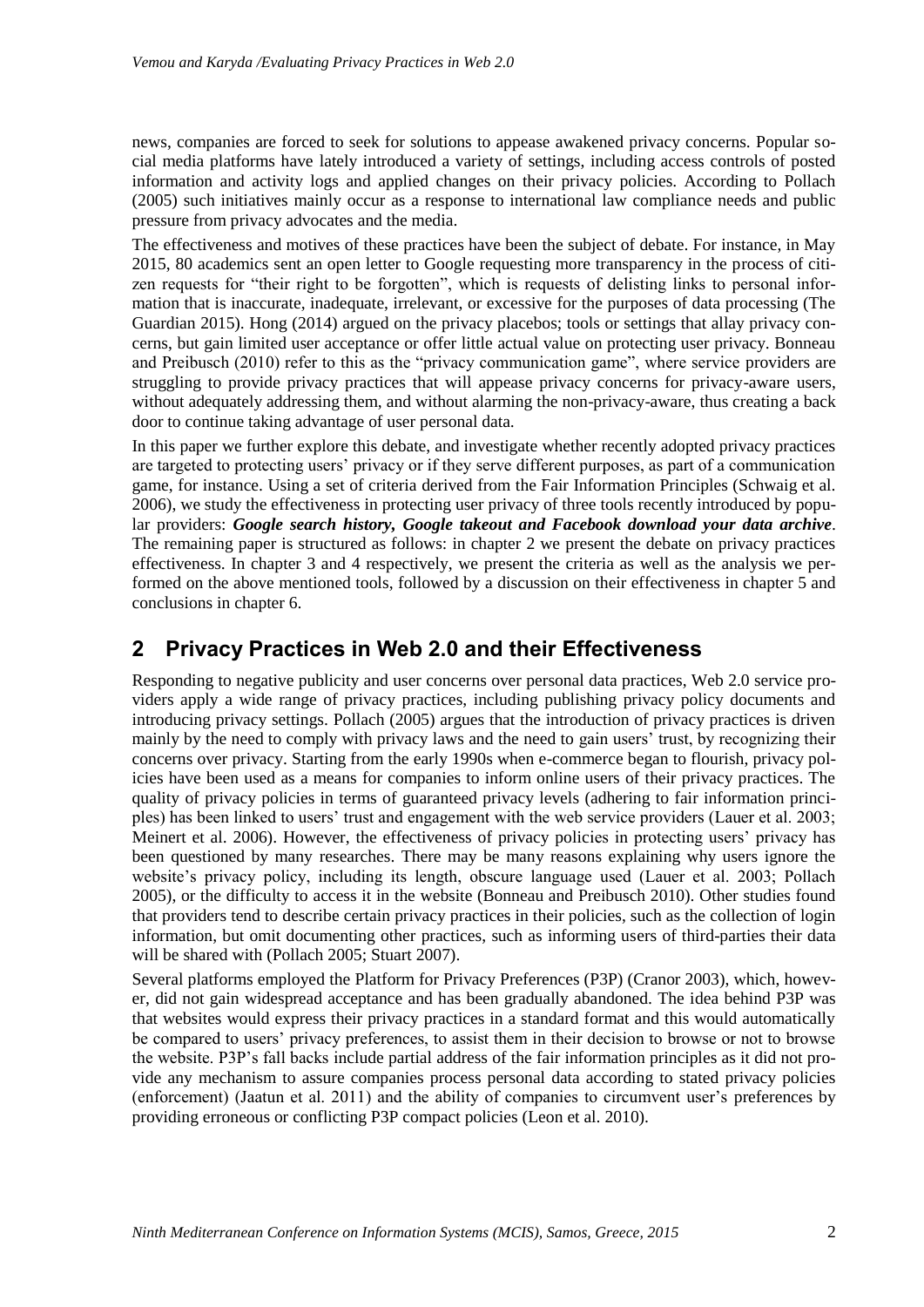news, companies are forced to seek for solutions to appease awakened privacy concerns. Popular social media platforms have lately introduced a variety of settings, including access controls of posted information and activity logs and applied changes on their privacy policies. According to Pollach (2005) such initiatives mainly occur as a response to international law compliance needs and public pressure from privacy advocates and the media.

The effectiveness and motives of these practices have been the subject of debate. For instance, in May 2015, 80 academics sent an open letter to Google requesting more transparency in the process of citizen requests for "their right to be forgotten", which is requests of delisting links to personal information that is inaccurate, inadequate, irrelevant, or excessive for the purposes of data processing (The Guardian 2015). Hong (2014) argued on the privacy placebos; tools or settings that allay privacy concerns, but gain limited user acceptance or offer little actual value on protecting user privacy. Bonneau and Preibusch (2010) refer to this as the "privacy communication game", where service providers are struggling to provide privacy practices that will appease privacy concerns for privacy-aware users, without adequately addressing them, and without alarming the non-privacy-aware, thus creating a back door to continue taking advantage of user personal data.

In this paper we further explore this debate, and investigate whether recently adopted privacy practices are targeted to protecting users' privacy or if they serve different purposes, as part of a communication game, for instance. Using a set of criteria derived from the Fair Information Principles (Schwaig et al. 2006), we study the effectiveness in protecting user privacy of three tools recently introduced by popular providers: ***Google search history, Google takeout and Facebook download your data archive***. The remaining paper is structured as follows: in chapter 2 we present the debate on privacy practices effectiveness. In chapter 3 and 4 respectively, we present the criteria as well as the analysis we performed on the above mentioned tools, followed by a discussion on their effectiveness in chapter 5 and conclusions in chapter 6.

## 2 Privacy Practices in Web 2.0 and their Effectiveness

Responding to negative publicity and user concerns over personal data practices, Web 2.0 service providers apply a wide range of privacy practices, including publishing privacy policy documents and introducing privacy settings. Pollach (2005) argues that the introduction of privacy practices is driven mainly by the need to comply with privacy laws and the need to gain users' trust, by recognizing their concerns over privacy. Starting from the early 1990s when e-commerce began to flourish, privacy policies have been used as a means for companies to inform online users of their privacy practices. The quality of privacy policies in terms of guaranteed privacy levels (adhering to fair information principles) has been linked to users' trust and engagement with the web service providers (Lauer et al. 2003; Meinert et al. 2006). However, the effectiveness of privacy policies in protecting users' privacy has been questioned by many researches. There may be many reasons explaining why users ignore the website's privacy policy, including its length, obscure language used (Lauer et al. 2003; Pollach 2005), or the difficulty to access it in the website (Bonneau and Preibusch 2010). Other studies found that providers tend to describe certain privacy practices in their policies, such as the collection of login information, but omit documenting other practices, such as informing users of third-parties their data will be shared with (Pollach 2005; Stuart 2007).

Several platforms employed the Platform for Privacy Preferences (P3P) (Cranor 2003), which, however, did not gain widespread acceptance and has been gradually abandoned. The idea behind P3P was that websites would express their privacy practices in a standard format and this would automatically be compared to users' privacy preferences, to assist them in their decision to browse or not to browse the website. P3P's fall backs include partial address of the fair information principles as it did not provide any mechanism to assure companies process personal data according to stated privacy policies (enforcement) (Jaatun et al. 2011) and the ability of companies to circumvent user's preferences by providing erroneous or conflicting P3P compact policies (Leon et al. 2010).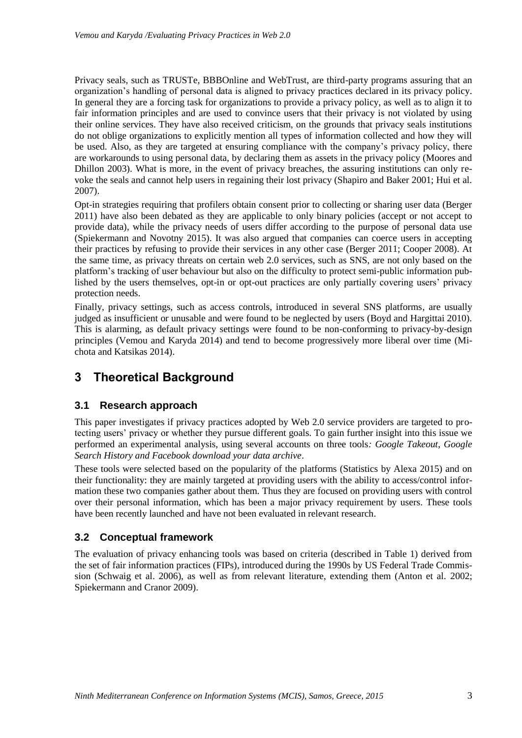Privacy seals, such as TRUSTe, BBBOnline and WebTrust, are third-party programs assuring that an organization's handling of personal data is aligned to privacy practices declared in its privacy policy. In general they are a forcing task for organizations to provide a privacy policy, as well as to align it to fair information principles and are used to convince users that their privacy is not violated by using their online services. They have also received criticism, on the grounds that privacy seals institutions do not oblige organizations to explicitly mention all types of information collected and how they will be used. Also, as they are targeted at ensuring compliance with the company's privacy policy, there are workarounds to using personal data, by declaring them as assets in the privacy policy (Moores and Dhillon 2003). What is more, in the event of privacy breaches, the assuring institutions can only revoke the seals and cannot help users in regaining their lost privacy (Shapiro and Baker 2001; Hui et al. 2007).

Opt-in strategies requiring that profilers obtain consent prior to collecting or sharing user data (Berger 2011) have also been debated as they are applicable to only binary policies (accept or not accept to provide data), while the privacy needs of users differ according to the purpose of personal data use (Spiekermann and Novotny 2015). It was also argued that companies can coerce users in accepting their practices by refusing to provide their services in any other case (Berger 2011; Cooper 2008). At the same time, as privacy threats on certain web 2.0 services, such as SNS, are not only based on the platform's tracking of user behaviour but also on the difficulty to protect semi-public information published by the users themselves, opt-in or opt-out practices are only partially covering users' privacy protection needs.

Finally, privacy settings, such as access controls, introduced in several SNS platforms, are usually judged as insufficient or unusable and were found to be neglected by users (Boyd and Hargittai 2010). This is alarming, as default privacy settings were found to be non-conforming to privacy-by-design principles (Vemou and Karyda 2014) and tend to become progressively more liberal over time (Michota and Katsikas 2014).

# 3 Theoretical Background

## 3.1 Research approach

This paper investigates if privacy practices adopted by Web 2.0 service providers are targeted to protecting users' privacy or whether they pursue different goals. To gain further insight into this issue we performed an experimental analysis, using several accounts on three tools*: Google Takeout, Google Search History and Facebook download your data archive*.

These tools were selected based on the popularity of the platforms (Statistics by Alexa 2015) and on their functionality: they are mainly targeted at providing users with the ability to access/control information these two companies gather about them. Thus they are focused on providing users with control over their personal information, which has been a major privacy requirement by users. These tools have been recently launched and have not been evaluated in relevant research.

## 3.2 Conceptual framework

The evaluation of privacy enhancing tools was based on criteria (described in Table 1) derived from the set of fair information practices (FIPs), introduced during the 1990s by US Federal Trade Commission (Schwaig et al. 2006), as well as from relevant literature, extending them (Anton et al. 2002; Spiekermann and Cranor 2009).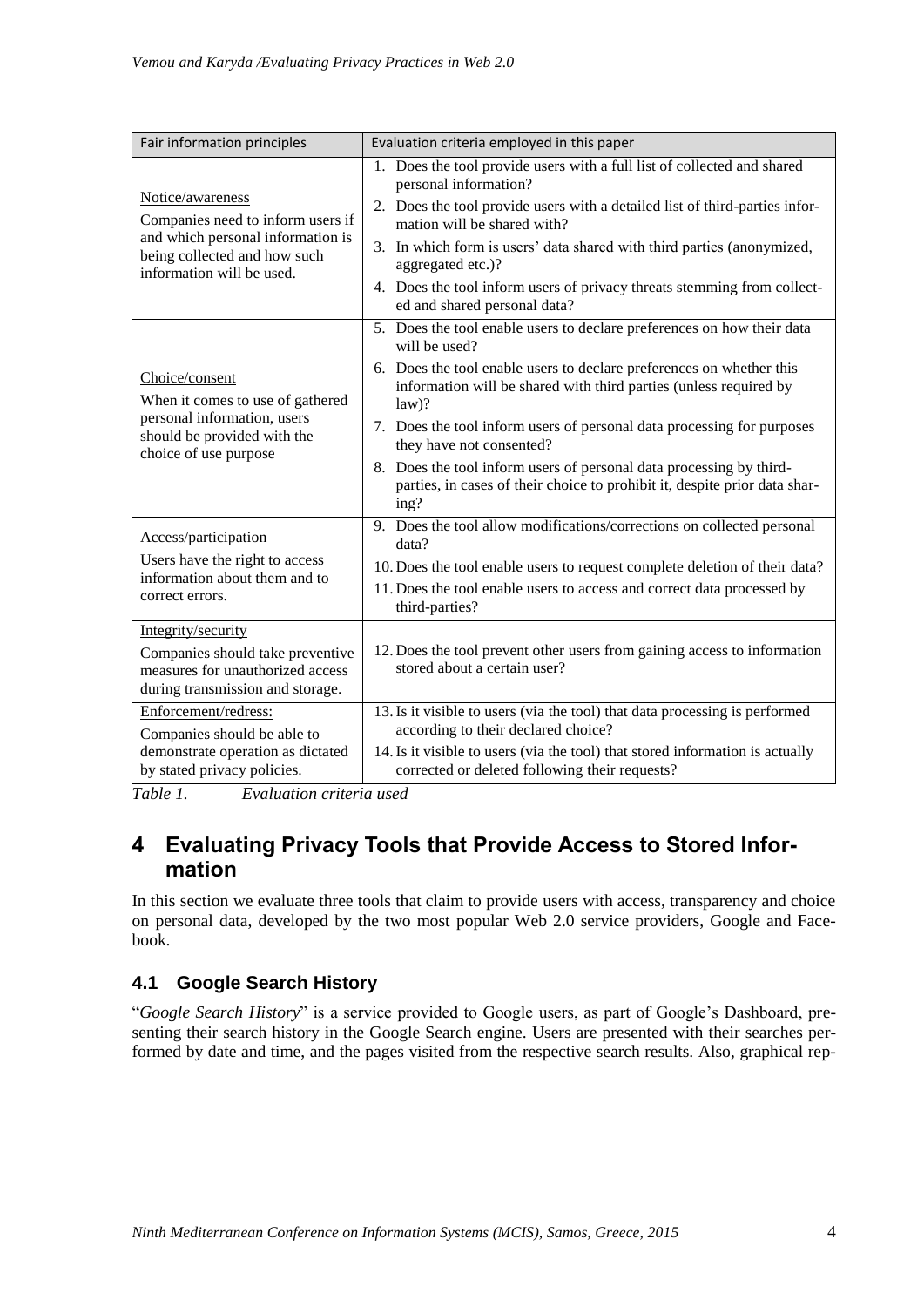| Fair information principles | Evaluation criteria employed in this paper |
|---|---|
| Notice/awareness<br>Companies need to inform users if and which personal information is being collected and how such information will be used. | 1. Does the tool provide users with a full list of collected and shared personal information?<br>2. Does the tool provide users with a detailed list of third-parties information will be shared with?<br>3. In which form is users' data shared with third parties (anonymized, aggregated etc.)?<br>4. Does the tool inform users of privacy threats stemming from collected and shared personal data? |
| Choice/consent<br>When it comes to use of gathered personal information, users should be provided with the choice of use purpose | 5. Does the tool enable users to declare preferences on how their data will be used?<br>6. Does the tool enable users to declare preferences on whether this information will be shared with third parties (unless required by law)?<br>7. Does the tool inform users of personal data processing for purposes they have not consented?<br>8. Does the tool inform users of personal data processing by third-parties, in cases of their choice to prohibit it, despite prior data sharing? |
| Access/participation<br>Users have the right to access information about them and to correct errors. | 9. Does the tool allow modifications/corrections on collected personal data?<br>10. Does the tool enable users to request complete deletion of their data?<br>11. Does the tool enable users to access and correct data processed by third-parties? |
| Integrity/security<br>Companies should take preventive measures for unauthorized access during transmission and storage. | 12. Does the tool prevent other users from gaining access to information stored about a certain user? |
| Enforcement/redress:<br>Companies should be able to demonstrate operation as dictated by stated privacy policies. | 13. Is it visible to users (via the tool) that data processing is performed according to their declared choice?<br>14. Is it visible to users (via the tool) that stored information is actually corrected or deleted following their requests? |

*Table 1. Evaluation criteria used*

# 4 Evaluating Privacy Tools that Provide Access to Stored Information

In this section we evaluate three tools that claim to provide users with access, transparency and choice on personal data, developed by the two most popular Web 2.0 service providers, Google and Facebook.

## 4.1 Google Search History

"*Google Search History*" is a service provided to Google users, as part of Google's Dashboard, presenting their search history in the Google Search engine. Users are presented with their searches performed by date and time, and the pages visited from the respective search results. Also, graphical rep-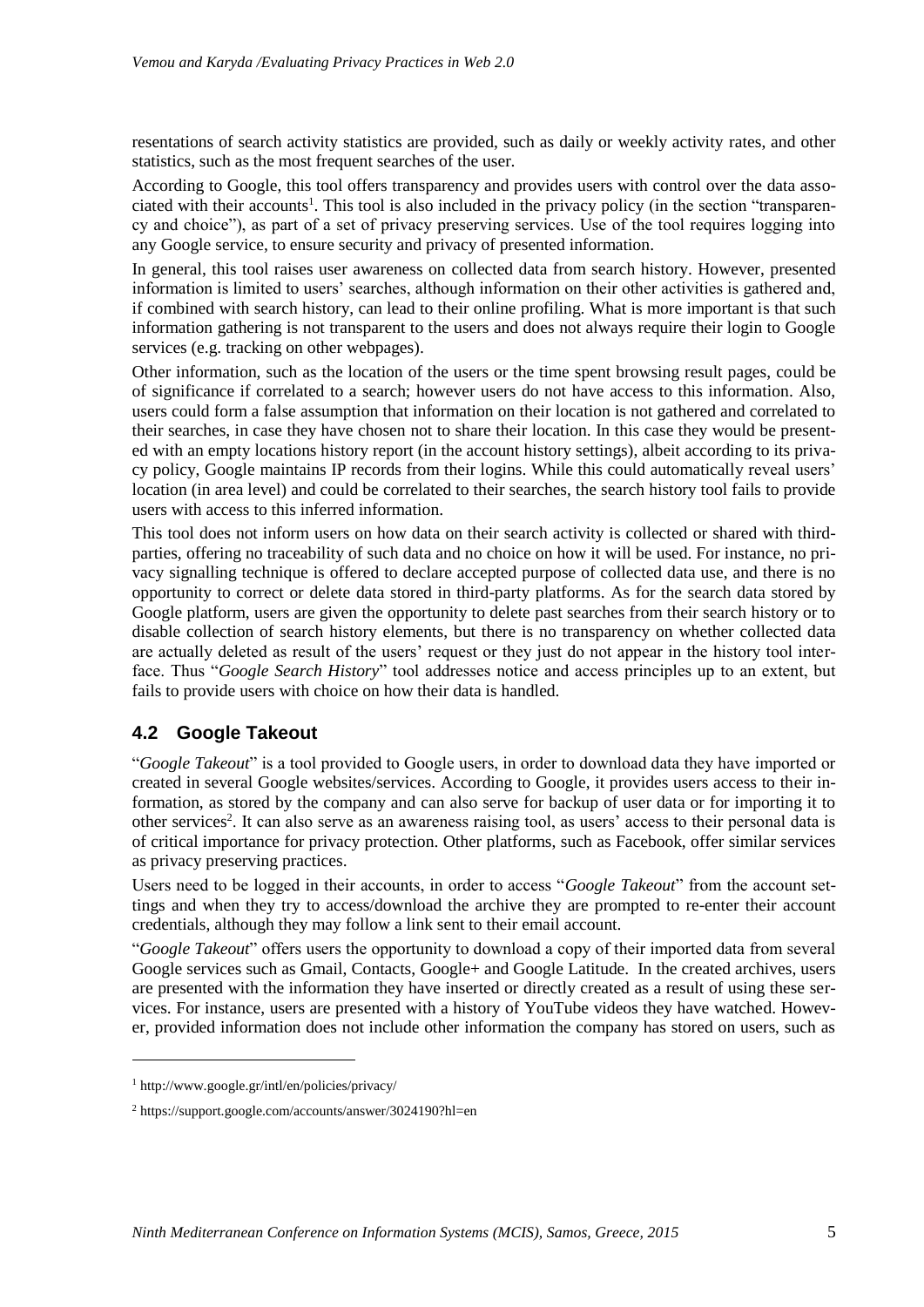resentations of search activity statistics are provided, such as daily or weekly activity rates, and other statistics, such as the most frequent searches of the user.

According to Google, this tool offers transparency and provides users with control over the data associated with their accounts[1]. This tool is also included in the privacy policy (in the section "transparency and choice"), as part of a set of privacy preserving services. Use of the tool requires logging into any Google service, to ensure security and privacy of presented information.

In general, this tool raises user awareness on collected data from search history. However, presented information is limited to users' searches, although information on their other activities is gathered and, if combined with search history, can lead to their online profiling. What is more important is that such information gathering is not transparent to the users and does not always require their login to Google services (e.g. tracking on other webpages).

Other information, such as the location of the users or the time spent browsing result pages, could be of significance if correlated to a search; however users do not have access to this information. Also, users could form a false assumption that information on their location is not gathered and correlated to their searches, in case they have chosen not to share their location. In this case they would be presented with an empty locations history report (in the account history settings), albeit according to its privacy policy, Google maintains IP records from their logins. While this could automatically reveal users' location (in area level) and could be correlated to their searches, the search history tool fails to provide users with access to this inferred information.

This tool does not inform users on how data on their search activity is collected or shared with third-parties, offering no traceability of such data and no choice on how it will be used. For instance, no privacy signalling technique is offered to declare accepted purpose of collected data use, and there is no opportunity to correct or delete data stored in third-party platforms. As for the search data stored by Google platform, users are given the opportunity to delete past searches from their search history or to disable collection of search history elements, but there is no transparency on whether collected data are actually deleted as result of the users' request or they just do not appear in the history tool interface. Thus "*Google Search History*" tool addresses notice and access principles up to an extent, but fails to provide users with choice on how their data is handled.

## 4.2 Google Takeout

"*Google Takeout*" is a tool provided to Google users, in order to download data they have imported or created in several Google websites/services. According to Google, it provides users access to their information, as stored by the company and can also serve for backup of user data or for importing it to other services[2]. It can also serve as an awareness raising tool, as users' access to their personal data is of critical importance for privacy protection. Other platforms, such as Facebook, offer similar services as privacy preserving practices.

Users need to be logged in their accounts, in order to access "*Google Takeout*" from the account settings and when they try to access/download the archive they are prompted to re-enter their account credentials, although they may follow a link sent to their email account.

"*Google Takeout*" offers users the opportunity to download a copy of their imported data from several Google services such as Gmail, Contacts, Google+ and Google Latitude. In the created archives, users are presented with the information they have inserted or directly created as a result of using these services. For instance, users are presented with a history of YouTube videos they have watched. However, provided information does not include other information the company has stored on users, such as

[1] http://www.google.gr/intl/en/policies/privacy/

[2] https://support.google.com/accounts/answer/3024190?hl=en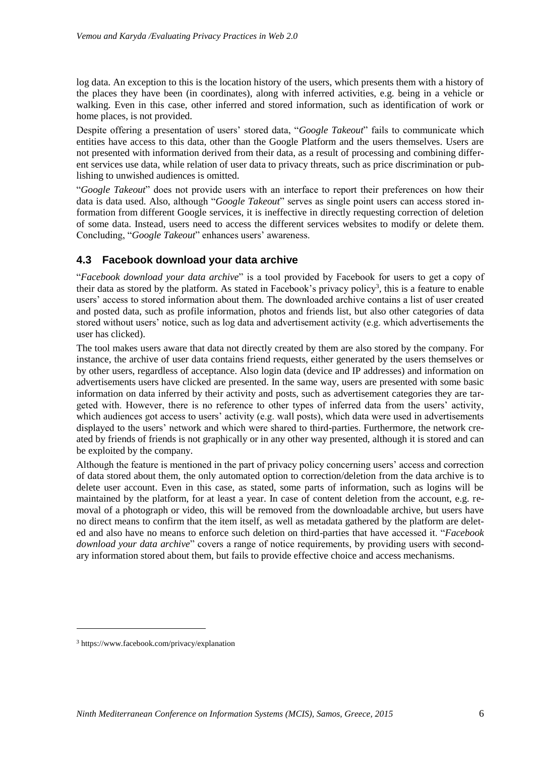log data. An exception to this is the location history of the users, which presents them with a history of the places they have been (in coordinates), along with inferred activities, e.g. being in a vehicle or walking. Even in this case, other inferred and stored information, such as identification of work or home places, is not provided.

Despite offering a presentation of users' stored data, "*Google Takeout*" fails to communicate which entities have access to this data, other than the Google Platform and the users themselves. Users are not presented with information derived from their data, as a result of processing and combining different services use data, while relation of user data to privacy threats, such as price discrimination or publishing to unwished audiences is omitted.

"*Google Takeout*" does not provide users with an interface to report their preferences on how their data is data used. Also, although "*Google Takeout*" serves as single point users can access stored information from different Google services, it is ineffective in directly requesting correction of deletion of some data. Instead, users need to access the different services websites to modify or delete them. Concluding, "*Google Takeout*" enhances users' awareness.

### 4.3 Facebook download your data archive

"*Facebook download your data archive*" is a tool provided by Facebook for users to get a copy of their data as stored by the platform. As stated in Facebook's privacy policy[3], this is a feature to enable users' access to stored information about them. The downloaded archive contains a list of user created and posted data, such as profile information, photos and friends list, but also other categories of data stored without users' notice, such as log data and advertisement activity (e.g. which advertisements the user has clicked).

The tool makes users aware that data not directly created by them are also stored by the company. For instance, the archive of user data contains friend requests, either generated by the users themselves or by other users, regardless of acceptance. Also login data (device and IP addresses) and information on advertisements users have clicked are presented. In the same way, users are presented with some basic information on data inferred by their activity and posts, such as advertisement categories they are targeted with. However, there is no reference to other types of inferred data from the users' activity, which audiences got access to users' activity (e.g. wall posts), which data were used in advertisements displayed to the users' network and which were shared to third-parties. Furthermore, the network created by friends of friends is not graphically or in any other way presented, although it is stored and can be exploited by the company.

Although the feature is mentioned in the part of privacy policy concerning users' access and correction of data stored about them, the only automated option to correction/deletion from the data archive is to delete user account. Even in this case, as stated, some parts of information, such as logins will be maintained by the platform, for at least a year. In case of content deletion from the account, e.g. removal of a photograph or video, this will be removed from the downloadable archive, but users have no direct means to confirm that the item itself, as well as metadata gathered by the platform are deleted and also have no means to enforce such deletion on third-parties that have accessed it. "*Facebook download your data archive*" covers a range of notice requirements, by providing users with secondary information stored about them, but fails to provide effective choice and access mechanisms.

[3] https://www.facebook.com/privacy/explanation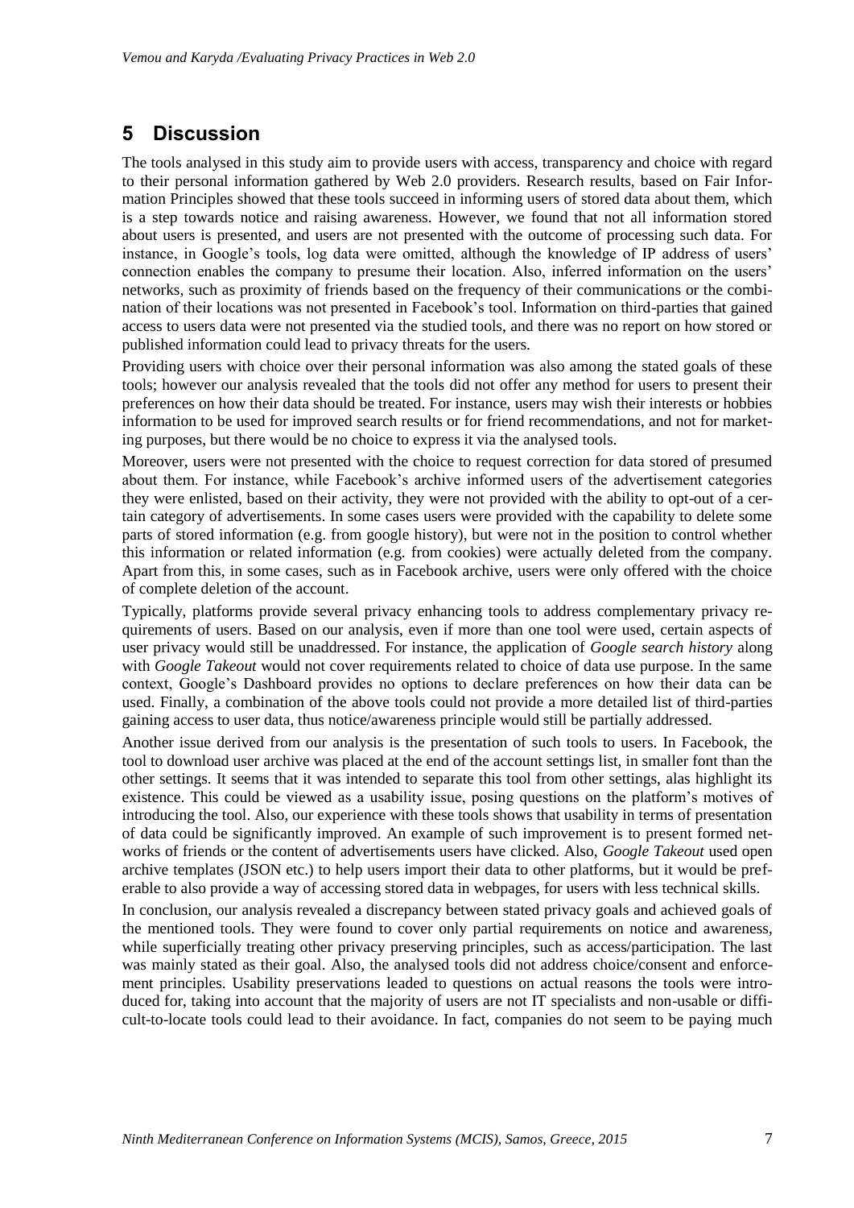## 5 Discussion

The tools analysed in this study aim to provide users with access, transparency and choice with regard to their personal information gathered by Web 2.0 providers. Research results, based on Fair Information Principles showed that these tools succeed in informing users of stored data about them, which is a step towards notice and raising awareness. However, we found that not all information stored about users is presented, and users are not presented with the outcome of processing such data. For instance, in Google's tools, log data were omitted, although the knowledge of IP address of users' connection enables the company to presume their location. Also, inferred information on the users' networks, such as proximity of friends based on the frequency of their communications or the combination of their locations was not presented in Facebook's tool. Information on third-parties that gained access to users data were not presented via the studied tools, and there was no report on how stored or published information could lead to privacy threats for the users.

Providing users with choice over their personal information was also among the stated goals of these tools; however our analysis revealed that the tools did not offer any method for users to present their preferences on how their data should be treated. For instance, users may wish their interests or hobbies information to be used for improved search results or for friend recommendations, and not for marketing purposes, but there would be no choice to express it via the analysed tools.

Moreover, users were not presented with the choice to request correction for data stored of presumed about them. For instance, while Facebook's archive informed users of the advertisement categories they were enlisted, based on their activity, they were not provided with the ability to opt-out of a certain category of advertisements. In some cases users were provided with the capability to delete some parts of stored information (e.g. from google history), but were not in the position to control whether this information or related information (e.g. from cookies) were actually deleted from the company. Apart from this, in some cases, such as in Facebook archive, users were only offered with the choice of complete deletion of the account.

Typically, platforms provide several privacy enhancing tools to address complementary privacy requirements of users. Based on our analysis, even if more than one tool were used, certain aspects of user privacy would still be unaddressed. For instance, the application of *Google search history* along with *Google Takeout* would not cover requirements related to choice of data use purpose. In the same context, Google's Dashboard provides no options to declare preferences on how their data can be used. Finally, a combination of the above tools could not provide a more detailed list of third-parties gaining access to user data, thus notice/awareness principle would still be partially addressed.

Another issue derived from our analysis is the presentation of such tools to users. In Facebook, the tool to download user archive was placed at the end of the account settings list, in smaller font than the other settings. It seems that it was intended to separate this tool from other settings, alas highlight its existence. This could be viewed as a usability issue, posing questions on the platform's motives of introducing the tool. Also, our experience with these tools shows that usability in terms of presentation of data could be significantly improved. An example of such improvement is to present formed networks of friends or the content of advertisements users have clicked. Also, *Google Takeout* used open archive templates (JSON etc.) to help users import their data to other platforms, but it would be preferable to also provide a way of accessing stored data in webpages, for users with less technical skills.

In conclusion, our analysis revealed a discrepancy between stated privacy goals and achieved goals of the mentioned tools. They were found to cover only partial requirements on notice and awareness, while superficially treating other privacy preserving principles, such as access/participation. The last was mainly stated as their goal. Also, the analysed tools did not address choice/consent and enforcement principles. Usability preservations leaded to questions on actual reasons the tools were introduced for, taking into account that the majority of users are not IT specialists and non-usable or difficult-to-locate tools could lead to their avoidance. In fact, companies do not seem to be paying much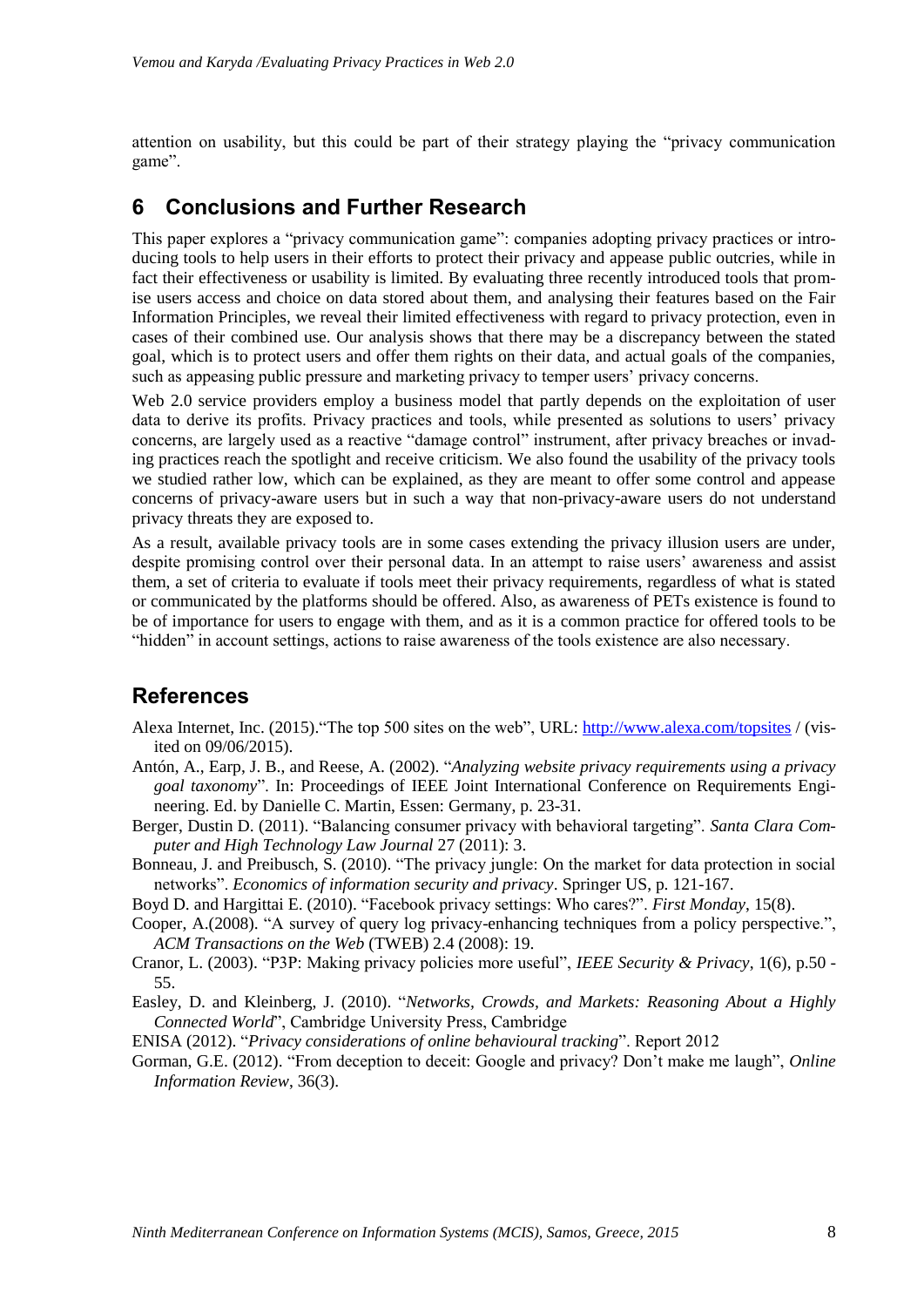attention on usability, but this could be part of their strategy playing the "privacy communication game".

## 6 Conclusions and Further Research

This paper explores a "privacy communication game": companies adopting privacy practices or introducing tools to help users in their efforts to protect their privacy and appease public outcries, while in fact their effectiveness or usability is limited. By evaluating three recently introduced tools that promise users access and choice on data stored about them, and analysing their features based on the Fair Information Principles, we reveal their limited effectiveness with regard to privacy protection, even in cases of their combined use. Our analysis shows that there may be a discrepancy between the stated goal, which is to protect users and offer them rights on their data, and actual goals of the companies, such as appeasing public pressure and marketing privacy to temper users' privacy concerns.

Web 2.0 service providers employ a business model that partly depends on the exploitation of user data to derive its profits. Privacy practices and tools, while presented as solutions to users' privacy concerns, are largely used as a reactive "damage control" instrument, after privacy breaches or invading practices reach the spotlight and receive criticism. We also found the usability of the privacy tools we studied rather low, which can be explained, as they are meant to offer some control and appease concerns of privacy-aware users but in such a way that non-privacy-aware users do not understand privacy threats they are exposed to.

As a result, available privacy tools are in some cases extending the privacy illusion users are under, despite promising control over their personal data. In an attempt to raise users' awareness and assist them, a set of criteria to evaluate if tools meet their privacy requirements, regardless of what is stated or communicated by the platforms should be offered. Also, as awareness of PETs existence is found to be of importance for users to engage with them, and as it is a common practice for offered tools to be "hidden" in account settings, actions to raise awareness of the tools existence are also necessary.

## References

Alexa Internet, Inc. (2015)."The top 500 sites on the web", URL: http://www.alexa.com/topsites / (visited on 09/06/2015).

Antón, A., Earp, J. B., and Reese, A. (2002). "*Analyzing website privacy requirements using a privacy goal taxonomy*". In: Proceedings of IEEE Joint International Conference on Requirements Engineering. Ed. by Danielle C. Martin, Essen: Germany, p. 23-31.

Berger, Dustin D. (2011). "Balancing consumer privacy with behavioral targeting". *Santa Clara Computer and High Technology Law Journal* 27 (2011): 3.

Bonneau, J. and Preibusch, S. (2010). "The privacy jungle: On the market for data protection in social networks". *Economics of information security and privacy*. Springer US, p. 121-167.

Boyd D. and Hargittai E. (2010). "Facebook privacy settings: Who cares?". *First Monday*, 15(8).

Cooper, A.(2008). "A survey of query log privacy-enhancing techniques from a policy perspective.", *ACM Transactions on the Web* (TWEB) 2.4 (2008): 19.

Cranor, L. (2003). "P3P: Making privacy policies more useful", *IEEE Security & Privacy*, 1(6), p.50 - 55.

Easley, D. and Kleinberg, J. (2010). "*Networks, Crowds, and Markets: Reasoning About a Highly Connected World*", Cambridge University Press, Cambridge

ENISA (2012). "*Privacy considerations of online behavioural tracking*". Report 2012

Gorman, G.E. (2012). "From deception to deceit: Google and privacy? Don't make me laugh", *Online Information Review*, 36(3).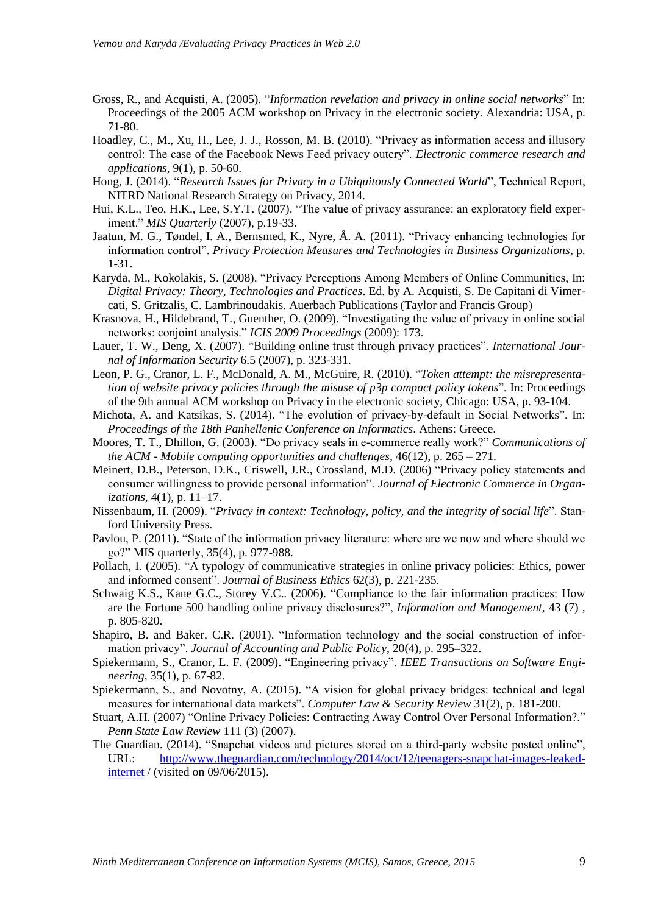Gross, R., and Acquisti, A. (2005). "*Information revelation and privacy in online social networks*" In: Proceedings of the 2005 ACM workshop on Privacy in the electronic society. Alexandria: USA, p. 71-80.

Hoadley, C., M., Xu, H., Lee, J. J., Rosson, M. B. (2010). "Privacy as information access and illusory control: The case of the Facebook News Feed privacy outcry". *Electronic commerce research and applications*, 9(1), p. 50-60.

Hong, J. (2014). "*Research Issues for Privacy in a Ubiquitously Connected World*", Technical Report, NITRD National Research Strategy on Privacy, 2014.

Hui, K.L., Teo, H.K., Lee, S.Y.T. (2007). "The value of privacy assurance: an exploratory field experiment." *MIS Quarterly* (2007), p.19-33.

Jaatun, M. G., Tøndel, I. A., Bernsmed, K., Nyre, Å. A. (2011). "Privacy enhancing technologies for information control". *Privacy Protection Measures and Technologies in Business Organizations*, p. 1-31.

Karyda, M., Kokolakis, S. (2008). "Privacy Perceptions Among Members of Online Communities, In: *Digital Privacy: Theory, Technologies and Practices*. Ed. by A. Acquisti, S. De Capitani di Vimercati, S. Gritzalis, C. Lambrinoudakis. Auerbach Publications (Taylor and Francis Group)

Krasnova, H., Hildebrand, T., Guenther, O. (2009). "Investigating the value of privacy in online social networks: conjoint analysis." *ICIS 2009 Proceedings* (2009): 173.

Lauer, T. W., Deng, X. (2007). "Building online trust through privacy practices". *International Journal of Information Security* 6.5 (2007), p. 323-331.

Leon, P. G., Cranor, L. F., McDonald, A. M., McGuire, R. (2010). "*Token attempt: the misrepresentation of website privacy policies through the misuse of p3p compact policy tokens*". In: Proceedings of the 9th annual ACM workshop on Privacy in the electronic society, Chicago: USA, p. 93-104.

Michota, A. and Katsikas, S. (2014). "The evolution of privacy-by-default in Social Networks". In: *Proceedings of the 18th Panhellenic Conference on Informatics*. Athens: Greece.

Moores, T. T., Dhillon, G. (2003). "Do privacy seals in e-commerce really work?" *Communications of the ACM - Mobile computing opportunities and challenges*, 46(12), p. 265 – 271.

Meinert, D.B., Peterson, D.K., Criswell, J.R., Crossland, M.D. (2006) "Privacy policy statements and consumer willingness to provide personal information". *Journal of Electronic Commerce in Organizations*, 4(1), p. 11–17.

Nissenbaum, H. (2009). "*Privacy in context: Technology, policy, and the integrity of social life*". Stanford University Press.

Pavlou, P. (2011). "State of the information privacy literature: where are we now and where should we go?" MIS quarterly, 35(4), p. 977-988.

Pollach, I. (2005). "A typology of communicative strategies in online privacy policies: Ethics, power and informed consent". *Journal of Business Ethics* 62(3), p. 221-235.

Schwaig K.S., Kane G.C., Storey V.C.. (2006). "Compliance to the fair information practices: How are the Fortune 500 handling online privacy disclosures?", *Information and Management*, 43 (7) , p. 805-820.

Shapiro, B. and Baker, C.R. (2001). "Information technology and the social construction of information privacy". *Journal of Accounting and Public Policy*, 20(4), p. 295–322.

Spiekermann, S., Cranor, L. F. (2009). "Engineering privacy". *IEEE Transactions on Software Engineering*, 35(1), p. 67-82.

Spiekermann, S., and Novotny, A. (2015). "A vision for global privacy bridges: technical and legal measures for international data markets". *Computer Law & Security Review* 31(2), p. 181-200.

Stuart, A.H. (2007) "Online Privacy Policies: Contracting Away Control Over Personal Information?." *Penn State Law Review* 111 (3) (2007).

The Guardian. (2014). "Snapchat videos and pictures stored on a third-party website posted online", URL: http://www.theguardian.com/technology/2014/oct/12/teenagers-snapchat-images-leaked-internet / (visited on 09/06/2015).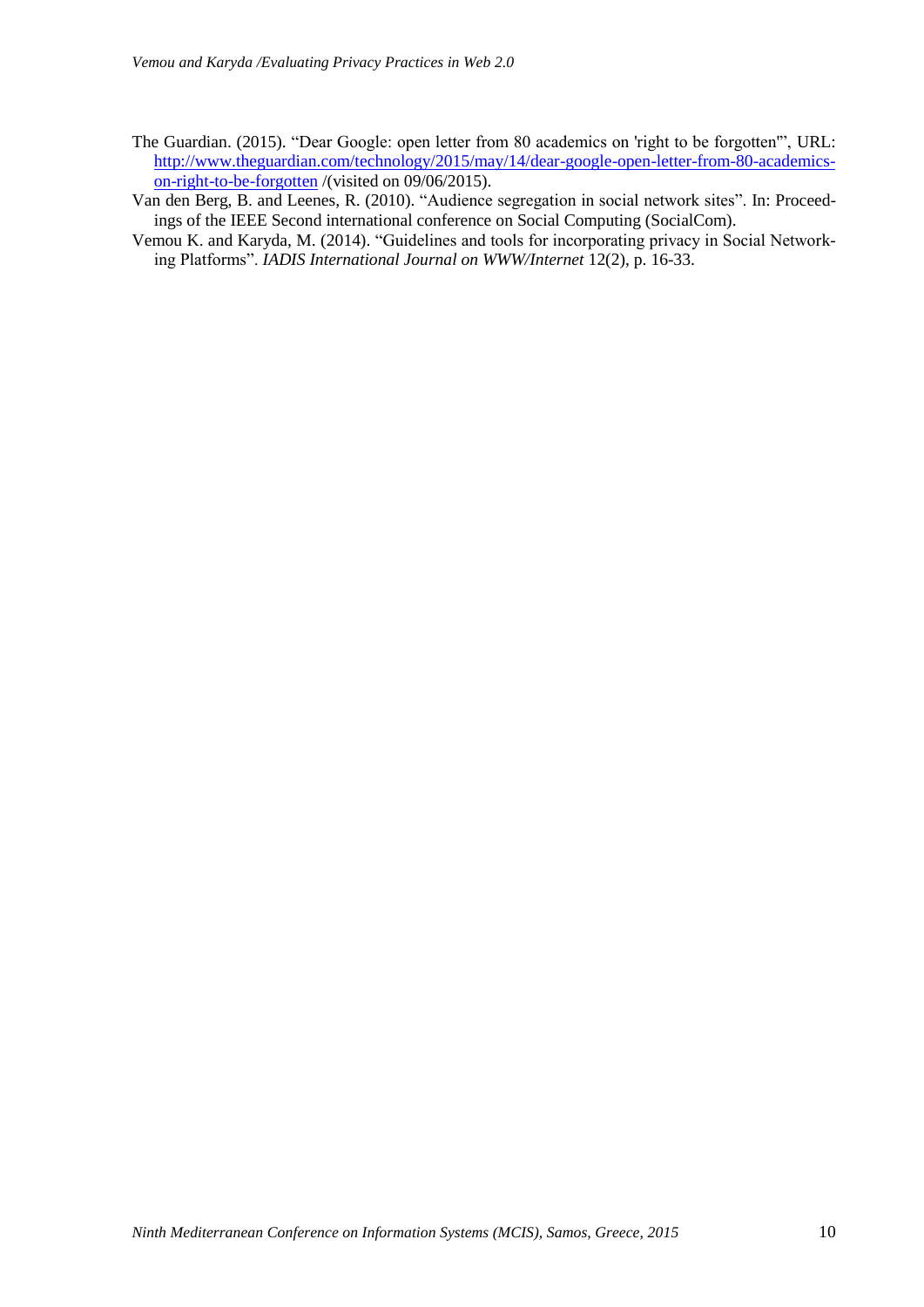The Guardian. (2015). “Dear Google: open letter from 80 academics on 'right to be forgotten'”, URL: [http://www.theguardian.com/technology/2015/may/14/dear-google-open-letter-from-80-academics-on-right-to-be-forgotten](http://www.theguardian.com/technology/2015/may/14/dear-google-open-letter-from-80-academics-on-right-to-be-forgotten) /(visited on 09/06/2015).

Van den Berg, B. and Leenes, R. (2010). “Audience segregation in social network sites”. In: Proceedings of the IEEE Second international conference on Social Computing (SocialCom).

Vemou K. and Karyda, M. (2014). “Guidelines and tools for incorporating privacy in Social Networking Platforms”. *IADIS International Journal on WWW/Internet* 12(2), p. 16-33.